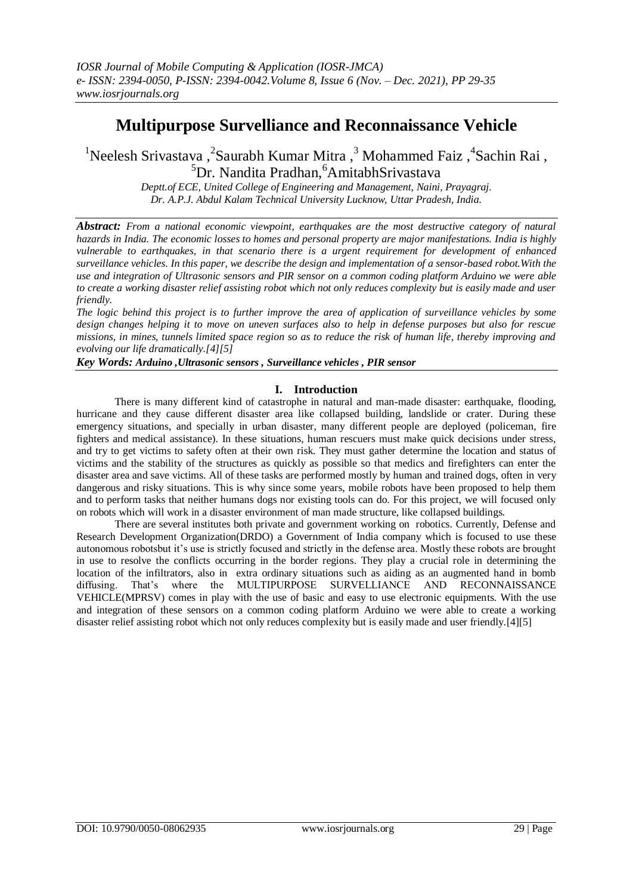# Multipurpose Survelliance and Reconnaissance Vehicle

[1]Neelesh Srivastava ,[2]Saurabh Kumar Mitra ,[3] Mohammed Faiz ,[4]Sachin Rai , [5]Dr. Nandita Pradhan,[6]AmitabhSrivastava

*Deptt.of ECE, United College of Engineering and Management, Naini, Prayagraj.*
*Dr. A.P.J. Abdul Kalam Technical University Lucknow, Uttar Pradesh, India.*

***Abstract:*** *From a national economic viewpoint, earthquakes are the most destructive category of natural hazards in India. The economic losses to homes and personal property are major manifestations. India is highly vulnerable to earthquakes, in that scenario there is a urgent requirement for development of enhanced surveillance vehicles. In this paper, we describe the design and implementation of a sensor-based robot.With the use and integration of Ultrasonic sensors and PIR sensor on a common coding platform Arduino we were able to create a working disaster relief assisting robot which not only reduces complexity but is easily made and user friendly.*

*The logic behind this project is to further improve the area of application of surveillance vehicles by some design changes helping it to move on uneven surfaces also to help in defense purposes but also for rescue missions, in mines, tunnels limited space region so as to reduce the risk of human life, thereby improving and evolving our life dramatically.[4][5]*

***Key Words: Arduino ,Ultrasonic sensors , Surveillance vehicles , PIR sensor***

## I. Introduction

There is many different kind of catastrophe in natural and man-made disaster: earthquake, flooding, hurricane and they cause different disaster area like collapsed building, landslide or crater. During these emergency situations, and specially in urban disaster, many different people are deployed (policeman, fire fighters and medical assistance). In these situations, human rescuers must make quick decisions under stress, and try to get victims to safety often at their own risk. They must gather determine the location and status of victims and the stability of the structures as quickly as possible so that medics and firefighters can enter the disaster area and save victims. All of these tasks are performed mostly by human and trained dogs, often in very dangerous and risky situations. This is why since some years, mobile robots have been proposed to help them and to perform tasks that neither humans dogs nor existing tools can do. For this project, we will focused only on robots which will work in a disaster environment of man made structure, like collapsed buildings.

There are several institutes both private and government working on robotics. Currently, Defense and Research Development Organization(DRDO) a Government of India company which is focused to use these autonomous robotsbut it's use is strictly focused and strictly in the defense area. Mostly these robots are brought in use to resolve the conflicts occurring in the border regions. They play a crucial role in determining the location of the infiltrators, also in extra ordinary situations such as aiding as an augmented hand in bomb diffusing. That's where the MULTIPURPOSE SURVELLIANCE AND RECONNAISSANCE VEHICLE(MPRSV) comes in play with the use of basic and easy to use electronic equipments. With the use and integration of these sensors on a common coding platform Arduino we were able to create a working disaster relief assisting robot which not only reduces complexity but is easily made and user friendly.[4][5]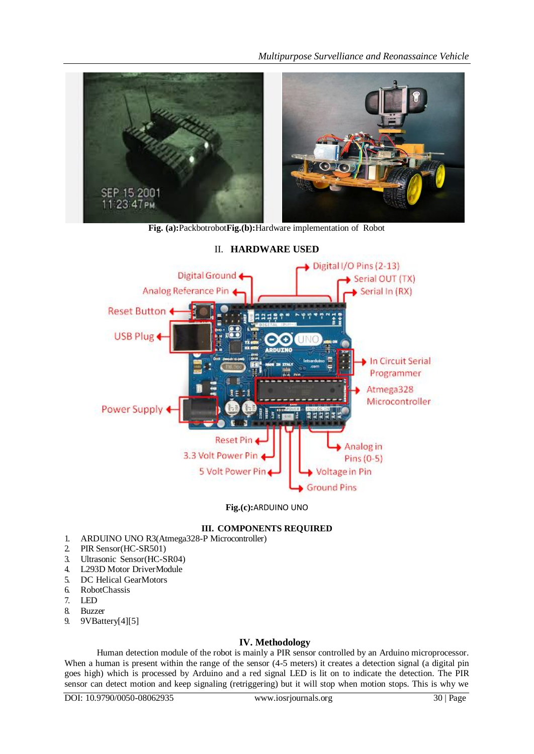**Fig. (a):**Packbotrobot**Fig.(b):**Hardware implementation of Robot

## II. HARDWARE USED

**Fig.(c):**ARDUINO UNO

## III. COMPONENTS REQUIRED

1. ARDUINO UNO R3(Atmega328-P Microcontroller)
2. PIR Sensor(HC-SR501)
3. Ultrasonic Sensor(HC-SR04)
4. L293D Motor DriverModule
5. DC Helical GearMotors
6. RobotChassis
7. LED
8. Buzzer
9. 9VBattery[4][5]

## IV. Methodology

Human detection module of the robot is mainly a PIR sensor controlled by an Arduino microprocessor. When a human is present within the range of the sensor (4-5 meters) it creates a detection signal (a digital pin goes high) which is processed by Arduino and a red signal LED is lit on to indicate the detection. The PIR sensor can detect motion and keep signaling (retriggering) but it will stop when motion stops. This is why we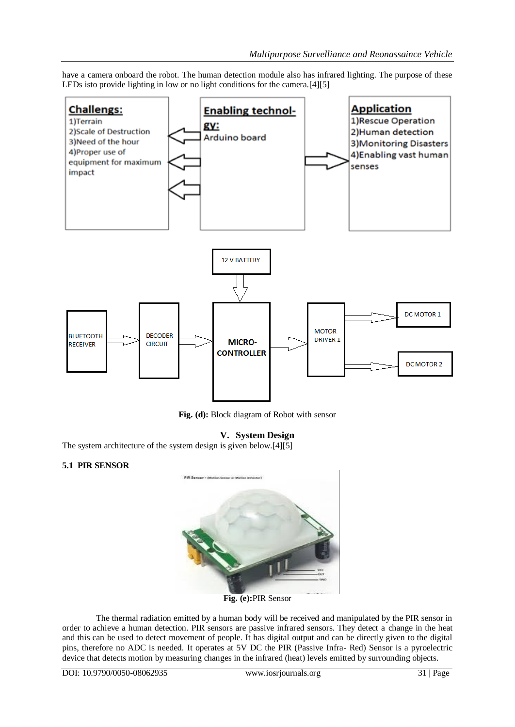have a camera onboard the robot. The human detection module also has infrared lighting. The purpose of these LEDs isto provide lighting in low or no light conditions for the camera.[4][5]

**Challengs:**
1)Terrain
2)Scale of Destruction
3)Need of the hour
4)Proper use of equipment for maximum impact

**Enabling technology:**
Arduino board

**Application**
1)Rescue Operation
2)Human detection
3)Monitoring Disasters
4)Enabling vast human senses

12 V BATTERY

BLUETOOTH RECEIVER → DECODER CIRCUIT → MICRO-CONTROLLER → MOTOR DRIVER 1 → DC MOTOR 1, DC MOTOR 2

**Fig. (d):** Block diagram of Robot with sensor

## V. System Design

The system architecture of the system design is given below.[4][5]

### 5.1 PIR SENSOR

**Fig. (e):**PIR Sensor

The thermal radiation emitted by a human body will be received and manipulated by the PIR sensor in order to achieve a human detection. PIR sensors are passive infrared sensors. They detect a change in the heat and this can be used to detect movement of people. It has digital output and can be directly given to the digital pins, therefore no ADC is needed. It operates at 5V DC the PIR (Passive Infra- Red) Sensor is a pyroelectric device that detects motion by measuring changes in the infrared (heat) levels emitted by surrounding objects.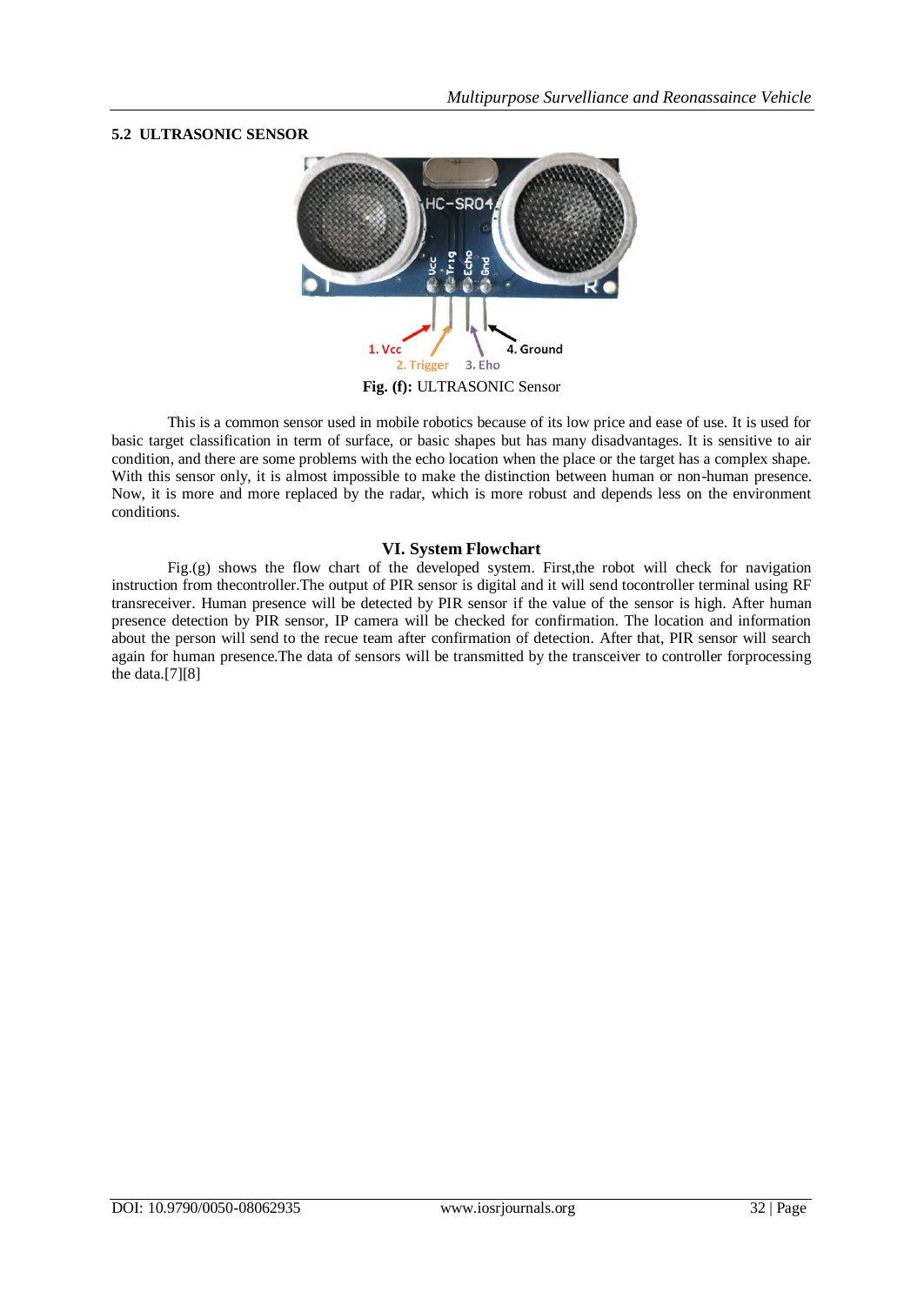### 5.2 ULTRASONIC SENSOR

Fig. (f): ULTRASONIC Sensor

This is a common sensor used in mobile robotics because of its low price and ease of use. It is used for basic target classification in term of surface, or basic shapes but has many disadvantages. It is sensitive to air condition, and there are some problems with the echo location when the place or the target has a complex shape. With this sensor only, it is almost impossible to make the distinction between human or non-human presence. Now, it is more and more replaced by the radar, which is more robust and depends less on the environment conditions.

## VI. System Flowchart

Fig.(g) shows the flow chart of the developed system. First,the robot will check for navigation instruction from thecontroller.The output of PIR sensor is digital and it will send tocontroller terminal using RF transreceiver. Human presence will be detected by PIR sensor if the value of the sensor is high. After human presence detection by PIR sensor, IP camera will be checked for confirmation. The location and information about the person will send to the recue team after confirmation of detection. After that, PIR sensor will search again for human presence.The data of sensors will be transmitted by the transceiver to controller forprocessing the data.[7][8]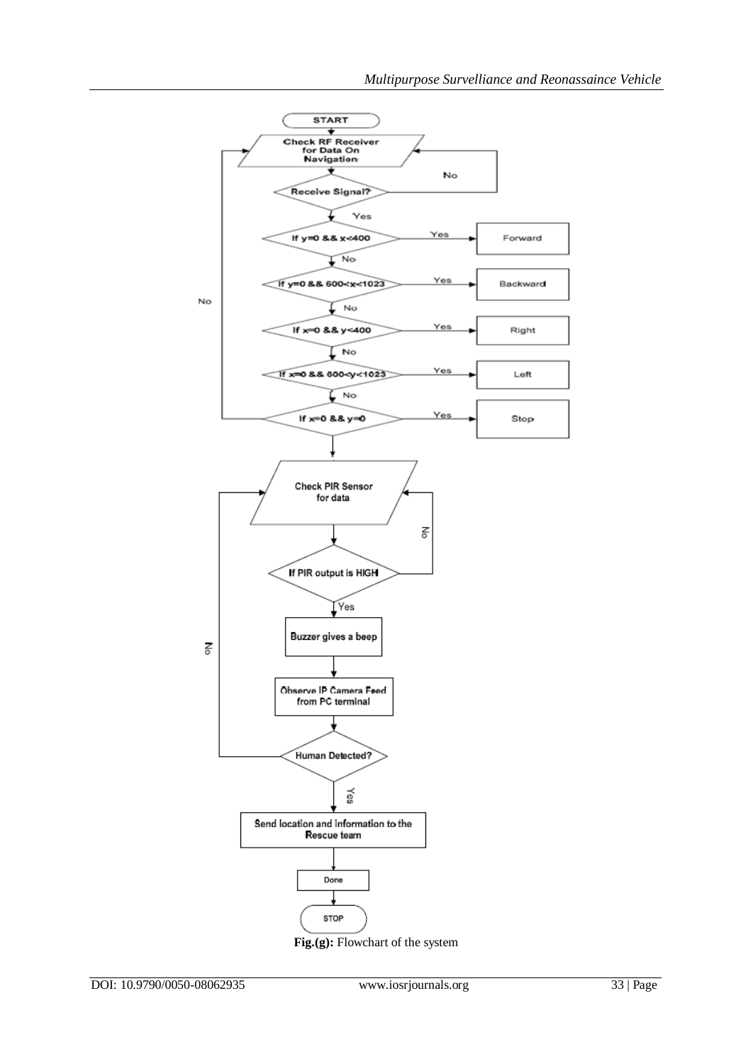START

Check RF Receiver for Data On Navigation

Receive Signal? — No: return to Check RF Receiver for Data On Navigation; Yes: continue

- If y=0 && x<400 — Yes: Forward; No: continue
- If y=0 && 600<x<1023 — Yes: Backward; No: continue
- If x=0 && y<400 — Yes: Right; No: continue
- If x=0 && 600<y<1023 — Yes: Left; No: continue
- If x=0 && y=0 — Yes: Stop; No: return to Check RF Receiver for Data On Navigation

Check PIR Sensor for data

If PIR output is HIGH — No: return to Check PIR Sensor for data; Yes: continue

Buzzer gives a beep

Observe IP Camera Feed from PC terminal

Human Detected? — No: return to Check PIR Sensor for data; Yes: continue

Send location and information to the Rescue team

Done

STOP

**Fig.(g):** Flowchart of the system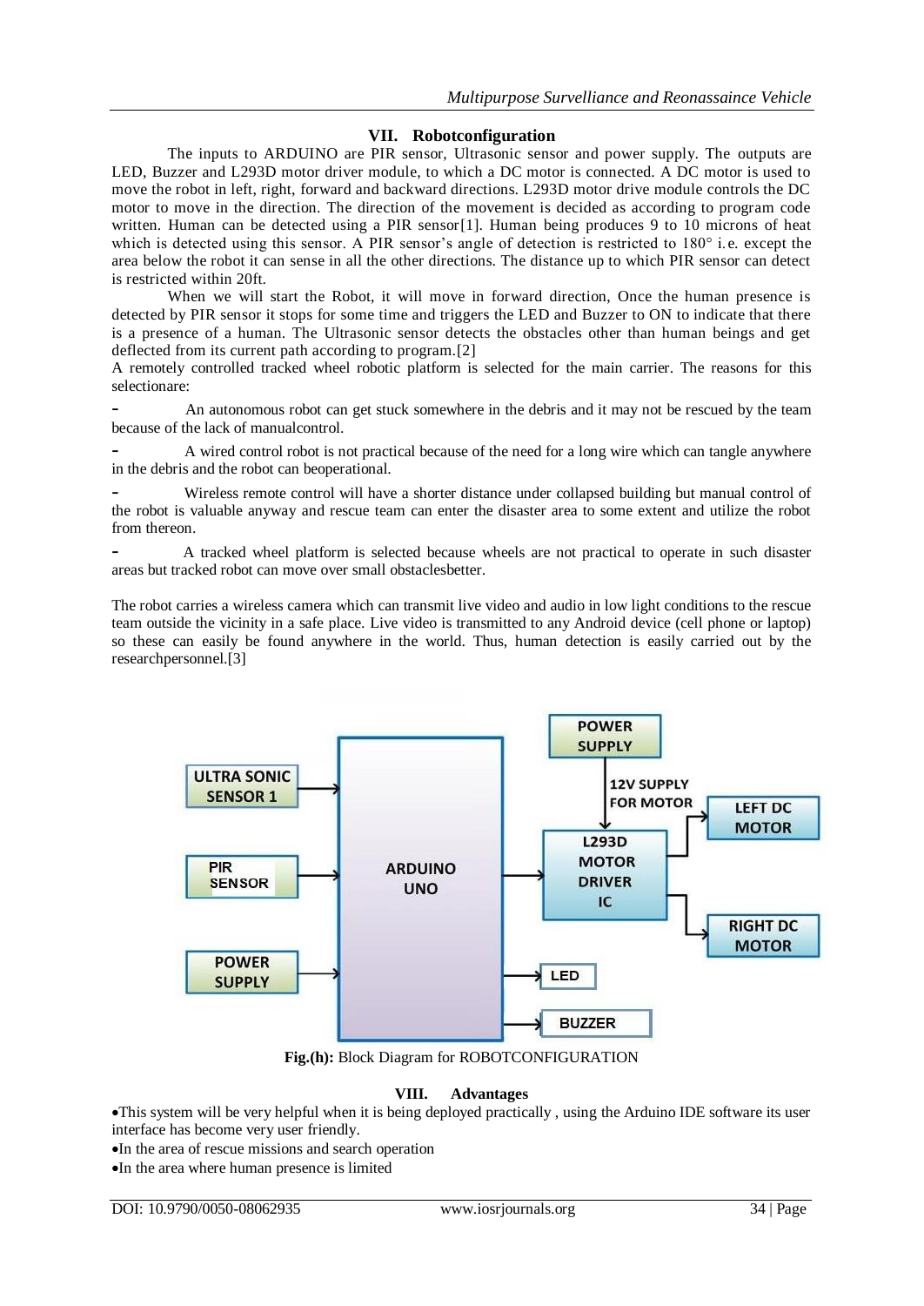## VII. Robotconfiguration

The inputs to ARDUINO are PIR sensor, Ultrasonic sensor and power supply. The outputs are LED, Buzzer and L293D motor driver module, to which a DC motor is connected. A DC motor is used to move the robot in left, right, forward and backward directions. L293D motor drive module controls the DC motor to move in the direction. The direction of the movement is decided as according to program code written. Human can be detected using a PIR sensor[1]. Human being produces 9 to 10 microns of heat which is detected using this sensor. A PIR sensor's angle of detection is restricted to 180° i.e. except the area below the robot it can sense in all the other directions. The distance up to which PIR sensor can detect is restricted within 20ft.

When we will start the Robot, it will move in forward direction, Once the human presence is detected by PIR sensor it stops for some time and triggers the LED and Buzzer to ON to indicate that there is a presence of a human. The Ultrasonic sensor detects the obstacles other than human beings and get deflected from its current path according to program.[2]

A remotely controlled tracked wheel robotic platform is selected for the main carrier. The reasons for this selectionare:

- An autonomous robot can get stuck somewhere in the debris and it may not be rescued by the team because of the lack of manualcontrol.
- A wired control robot is not practical because of the need for a long wire which can tangle anywhere in the debris and the robot can beoperational.
- Wireless remote control will have a shorter distance under collapsed building but manual control of the robot is valuable anyway and rescue team can enter the disaster area to some extent and utilize the robot from thereon.
- A tracked wheel platform is selected because wheels are not practical to operate in such disaster areas but tracked robot can move over small obstaclesbetter.

The robot carries a wireless camera which can transmit live video and audio in low light conditions to the rescue team outside the vicinity in a safe place. Live video is transmitted to any Android device (cell phone or laptop) so these can easily be found anywhere in the world. Thus, human detection is easily carried out by the researchpersonnel.[3]

**Fig.(h):** Block Diagram for ROBOTCONFIGURATION

## VIII. Advantages

- This system will be very helpful when it is being deployed practically , using the Arduino IDE software its user interface has become very user friendly.
- In the area of rescue missions and search operation
- In the area where human presence is limited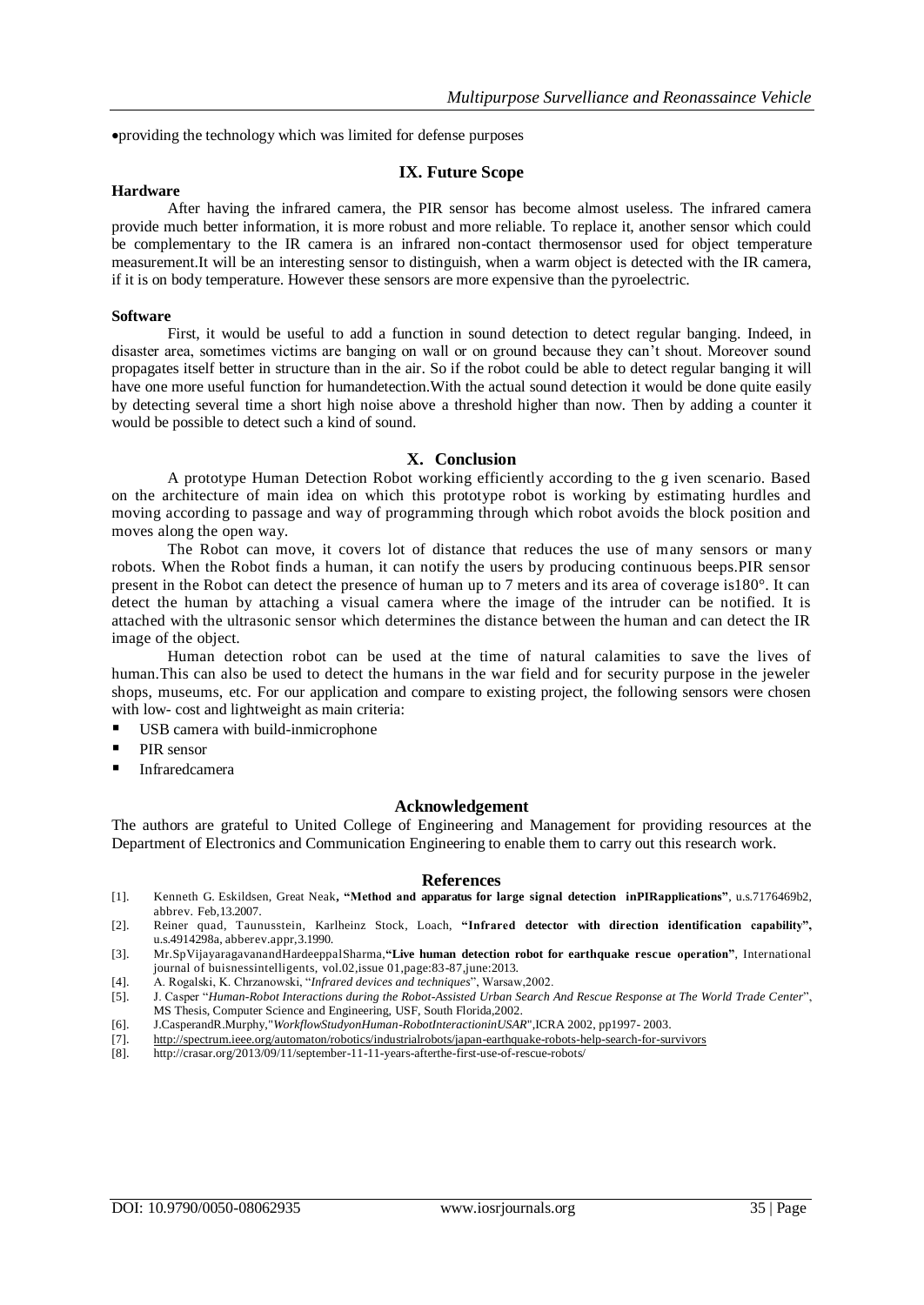•providing the technology which was limited for defense purposes

## IX. Future Scope

**Hardware**

After having the infrared camera, the PIR sensor has become almost useless. The infrared camera provide much better information, it is more robust and more reliable. To replace it, another sensor which could be complementary to the IR camera is an infrared non-contact thermosensor used for object temperature measurement.It will be an interesting sensor to distinguish, when a warm object is detected with the IR camera, if it is on body temperature. However these sensors are more expensive than the pyroelectric.

**Software**

First, it would be useful to add a function in sound detection to detect regular banging. Indeed, in disaster area, sometimes victims are banging on wall or on ground because they can't shout. Moreover sound propagates itself better in structure than in the air. So if the robot could be able to detect regular banging it will have one more useful function for humandetection.With the actual sound detection it would be done quite easily by detecting several time a short high noise above a threshold higher than now. Then by adding a counter it would be possible to detect such a kind of sound.

## X. Conclusion

A prototype Human Detection Robot working efficiently according to the g iven scenario. Based on the architecture of main idea on which this prototype robot is working by estimating hurdles and moving according to passage and way of programming through which robot avoids the block position and moves along the open way.

The Robot can move, it covers lot of distance that reduces the use of many sensors or many robots. When the Robot finds a human, it can notify the users by producing continuous beeps.PIR sensor present in the Robot can detect the presence of human up to 7 meters and its area of coverage is180°. It can detect the human by attaching a visual camera where the image of the intruder can be notified. It is attached with the ultrasonic sensor which determines the distance between the human and can detect the IR image of the object.

Human detection robot can be used at the time of natural calamities to save the lives of human.This can also be used to detect the humans in the war field and for security purpose in the jeweler shops, museums, etc. For our application and compare to existing project, the following sensors were chosen with low- cost and lightweight as main criteria:

- USB camera with build-inmicrophone
- PIR sensor
- Infraredcamera

## Acknowledgement

The authors are grateful to United College of Engineering and Management for providing resources at the Department of Electronics and Communication Engineering to enable them to carry out this research work.

## References

[1]. Kenneth G. Eskildsen, Great Neak, **"Method and apparatus for large signal detection inPIRapplications"**, u.s.7176469b2, abbrev. Feb,13.2007.

[2]. Reiner quad, Taunusstein, Karlheinz Stock, Loach, **"Infrared detector with direction identification capability",** u.s.4914298a, abberev.appr,3.1990.

[3]. Mr.SpVijayaragavanandHardeeppalSharma,**"Live human detection robot for earthquake rescue operation"**, International journal of buisnessintelligents, vol.02,issue 01,page:83-87,june:2013.

[4]. A. Rogalski, K. Chrzanowski, "*Infrared devices and techniques*", Warsaw,2002.

[5]. J. Casper "*Human-Robot Interactions during the Robot-Assisted Urban Search And Rescue Response at The World Trade Center*", MS Thesis, Computer Science and Engineering, USF, South Florida,2002.

[6]. J.CasperandR.Murphy,"*WorkflowStudyonHuman-RobotInteractioninUSAR*",ICRA 2002, pp1997- 2003.

[7]. http://spectrum.ieee.org/automaton/robotics/industrialrobots/japan-earthquake-robots-help-search-for-survivors

[8]. http://crasar.org/2013/09/11/september-11-11-years-afterthe-first-use-of-rescue-robots/